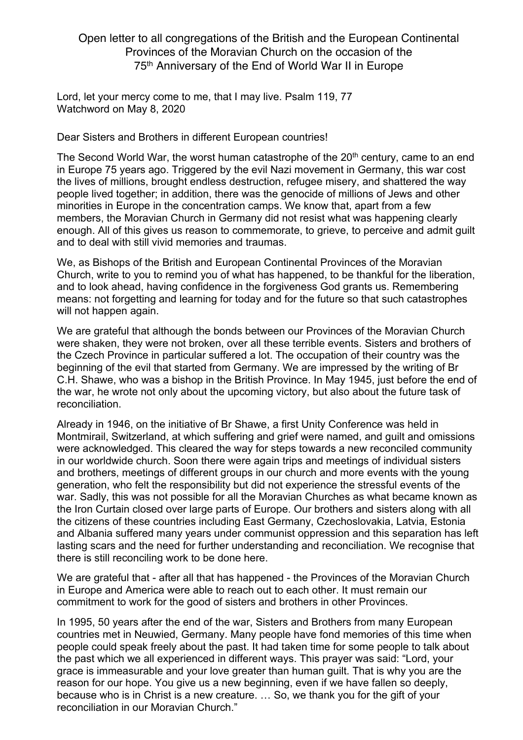# Open letter to all congregations of the British and the European Continental Provinces of the Moravian Church on the occasion of the 75th Anniversary of the End of World War II in Europe

Lord, let your mercy come to me, that I may live. Psalm 119, 77
Watchword on May 8, 2020

Dear Sisters and Brothers in different European countries!

The Second World War, the worst human catastrophe of the 20th century, came to an end in Europe 75 years ago. Triggered by the evil Nazi movement in Germany, this war cost the lives of millions, brought endless destruction, refugee misery, and shattered the way people lived together; in addition, there was the genocide of millions of Jews and other minorities in Europe in the concentration camps. We know that, apart from a few members, the Moravian Church in Germany did not resist what was happening clearly enough. All of this gives us reason to commemorate, to grieve, to perceive and admit guilt and to deal with still vivid memories and traumas.

We, as Bishops of the British and European Continental Provinces of the Moravian Church, write to you to remind you of what has happened, to be thankful for the liberation, and to look ahead, having confidence in the forgiveness God grants us. Remembering means: not forgetting and learning for today and for the future so that such catastrophes will not happen again.

We are grateful that although the bonds between our Provinces of the Moravian Church were shaken, they were not broken, over all these terrible events. Sisters and brothers of the Czech Province in particular suffered a lot. The occupation of their country was the beginning of the evil that started from Germany. We are impressed by the writing of Br C.H. Shawe, who was a bishop in the British Province. In May 1945, just before the end of the war, he wrote not only about the upcoming victory, but also about the future task of reconciliation.

Already in 1946, on the initiative of Br Shawe, a first Unity Conference was held in Montmirail, Switzerland, at which suffering and grief were named, and guilt and omissions were acknowledged. This cleared the way for steps towards a new reconciled community in our worldwide church. Soon there were again trips and meetings of individual sisters and brothers, meetings of different groups in our church and more events with the young generation, who felt the responsibility but did not experience the stressful events of the war. Sadly, this was not possible for all the Moravian Churches as what became known as the Iron Curtain closed over large parts of Europe. Our brothers and sisters along with all the citizens of these countries including East Germany, Czechoslovakia, Latvia, Estonia and Albania suffered many years under communist oppression and this separation has left lasting scars and the need for further understanding and reconciliation. We recognise that there is still reconciling work to be done here.

We are grateful that - after all that has happened - the Provinces of the Moravian Church in Europe and America were able to reach out to each other. It must remain our commitment to work for the good of sisters and brothers in other Provinces.

In 1995, 50 years after the end of the war, Sisters and Brothers from many European countries met in Neuwied, Germany. Many people have fond memories of this time when people could speak freely about the past. It had taken time for some people to talk about the past which we all experienced in different ways. This prayer was said: "Lord, your grace is immeasurable and your love greater than human guilt. That is why you are the reason for our hope. You give us a new beginning, even if we have fallen so deeply, because who is in Christ is a new creature. … So, we thank you for the gift of your reconciliation in our Moravian Church."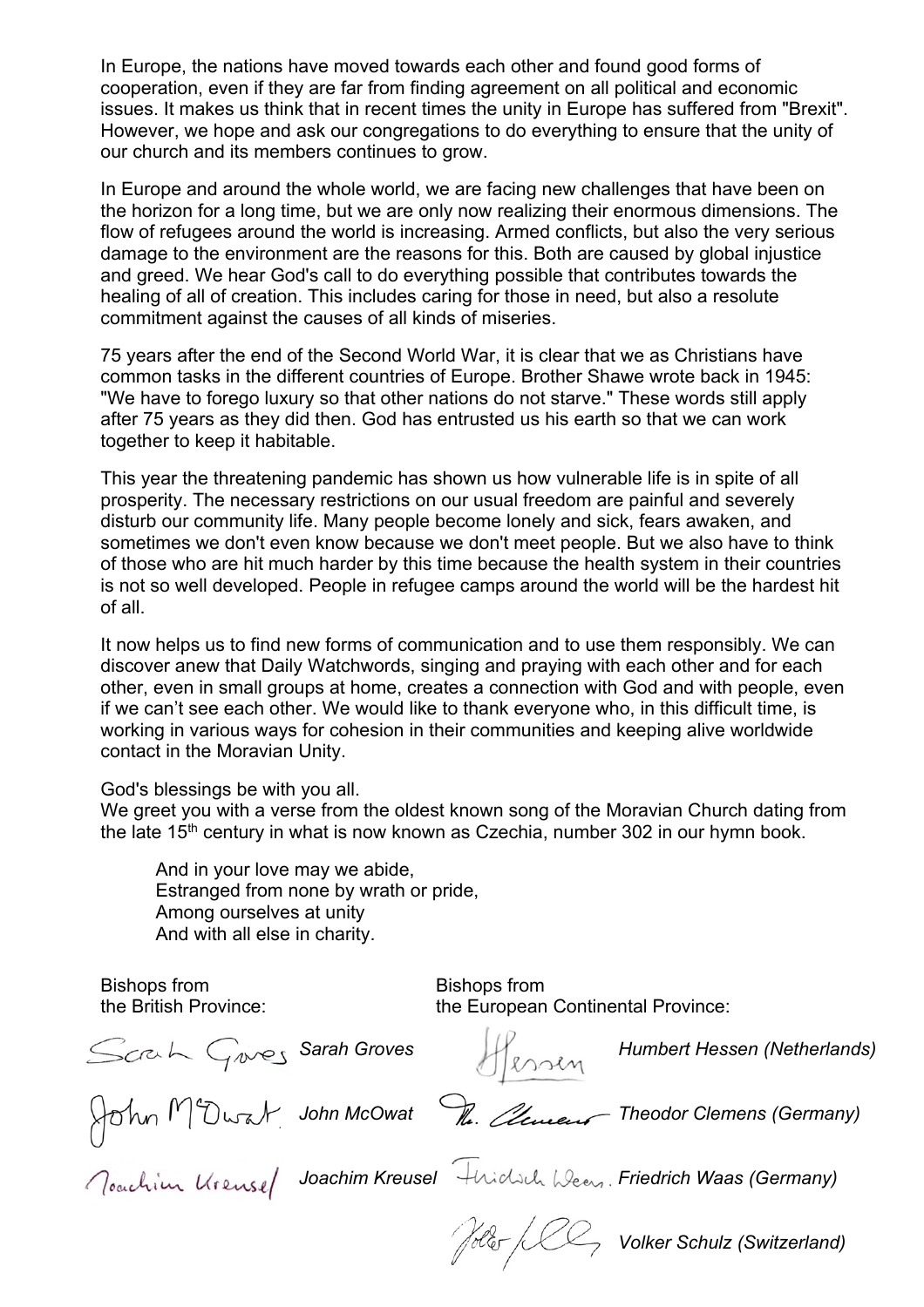In Europe, the nations have moved towards each other and found good forms of cooperation, even if they are far from finding agreement on all political and economic issues. It makes us think that in recent times the unity in Europe has suffered from "Brexit". However, we hope and ask our congregations to do everything to ensure that the unity of our church and its members continues to grow.

In Europe and around the whole world, we are facing new challenges that have been on the horizon for a long time, but we are only now realizing their enormous dimensions. The flow of refugees around the world is increasing. Armed conflicts, but also the very serious damage to the environment are the reasons for this. Both are caused by global injustice and greed. We hear God's call to do everything possible that contributes towards the healing of all of creation. This includes caring for those in need, but also a resolute commitment against the causes of all kinds of miseries.

75 years after the end of the Second World War, it is clear that we as Christians have common tasks in the different countries of Europe. Brother Shawe wrote back in 1945: "We have to forego luxury so that other nations do not starve." These words still apply after 75 years as they did then. God has entrusted us his earth so that we can work together to keep it habitable.

This year the threatening pandemic has shown us how vulnerable life is in spite of all prosperity. The necessary restrictions on our usual freedom are painful and severely disturb our community life. Many people become lonely and sick, fears awaken, and sometimes we don't even know because we don't meet people. But we also have to think of those who are hit much harder by this time because the health system in their countries is not so well developed. People in refugee camps around the world will be the hardest hit of all.

It now helps us to find new forms of communication and to use them responsibly. We can discover anew that Daily Watchwords, singing and praying with each other and for each other, even in small groups at home, creates a connection with God and with people, even if we can't see each other. We would like to thank everyone who, in this difficult time, is working in various ways for cohesion in their communities and keeping alive worldwide contact in the Moravian Unity.

God's blessings be with you all.
We greet you with a verse from the oldest known song of the Moravian Church dating from the late 15th century in what is now known as Czechia, number 302 in our hymn book.

> And in your love may we abide,
> Estranged from none by wrath or pride,
> Among ourselves at unity
> And with all else in charity.

Bishops from
the British Province:

*Sarah Groves*

*John McOwat*

*Joachim Kreusel*

Bishops from
the European Continental Province:

*Humbert Hessen (Netherlands)*

*Theodor Clemens (Germany)*

*Friedrich Waas (Germany)*

*Volker Schulz (Switzerland)*